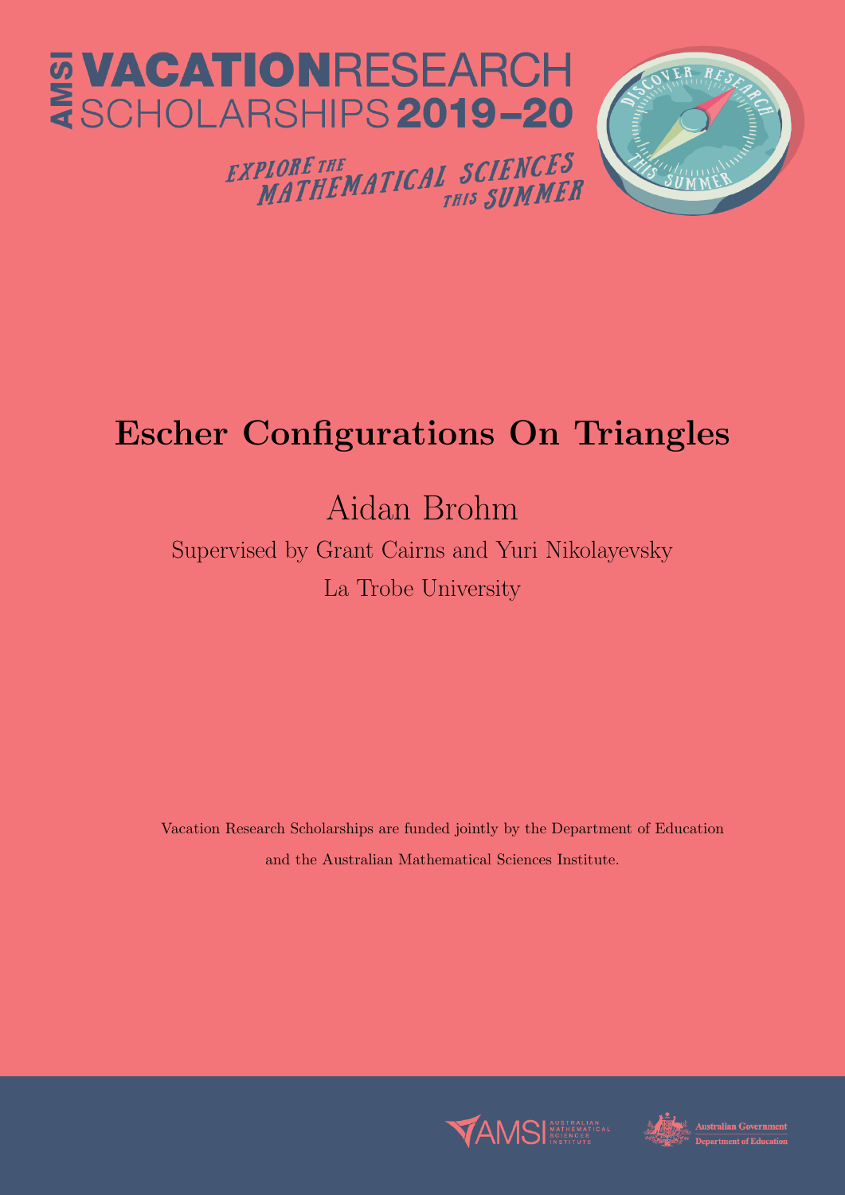AMSI VACATIONRESEARCH SCHOLARSHIPS 2019–20

EXPLORE THE MATHEMATICAL SCIENCES THIS SUMMER

# Escher Configurations On Triangles

Aidan Brohm

Supervised by Grant Cairns and Yuri Nikolayevsky

La Trobe University

Vacation Research Scholarships are funded jointly by the Department of Education and the Australian Mathematical Sciences Institute.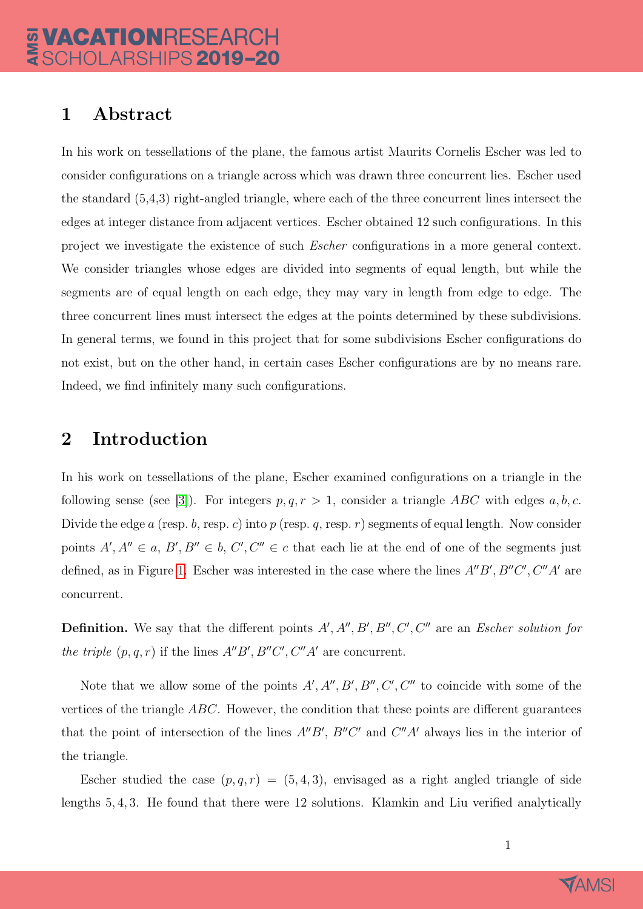## 1 Abstract

In his work on tessellations of the plane, the famous artist Maurits Cornelis Escher was led to consider configurations on a triangle across which was drawn three concurrent lies. Escher used the standard (5,4,3) right-angled triangle, where each of the three concurrent lines intersect the edges at integer distance from adjacent vertices. Escher obtained 12 such configurations. In this project we investigate the existence of such *Escher* configurations in a more general context. We consider triangles whose edges are divided into segments of equal length, but while the segments are of equal length on each edge, they may vary in length from edge to edge. The three concurrent lines must intersect the edges at the points determined by these subdivisions. In general terms, we found in this project that for some subdivisions Escher configurations do not exist, but on the other hand, in certain cases Escher configurations are by no means rare. Indeed, we find infinitely many such configurations.

## 2 Introduction

In his work on tessellations of the plane, Escher examined configurations on a triangle in the following sense (see [3]). For integers $p, q, r > 1$, consider a triangle $ABC$ with edges $a, b, c$. Divide the edge $a$ (resp. $b$, resp. $c$) into $p$ (resp. $q$, resp. $r$) segments of equal length. Now consider points $A', A'' \in a$, $B', B'' \in b$, $C', C'' \in c$ that each lie at the end of one of the segments just defined, as in Figure 1. Escher was interested in the case where the lines $A''B'$, $B''C'$, $C''A'$ are concurrent.

**Definition.** We say that the different points $A', A'', B', B'', C', C''$ are an *Escher solution for the triple* $(p, q, r)$ if the lines $A''B', B''C', C''A'$ are concurrent.

Note that we allow some of the points $A', A'', B', B'', C', C''$ to coincide with some of the vertices of the triangle $ABC$. However, the condition that these points are different guarantees that the point of intersection of the lines $A''B'$, $B''C'$ and $C''A'$ always lies in the interior of the triangle.

Escher studied the case $(p, q, r) = (5, 4, 3)$, envisaged as a right angled triangle of side lengths $5, 4, 3$. He found that there were 12 solutions. Klamkin and Liu verified analytically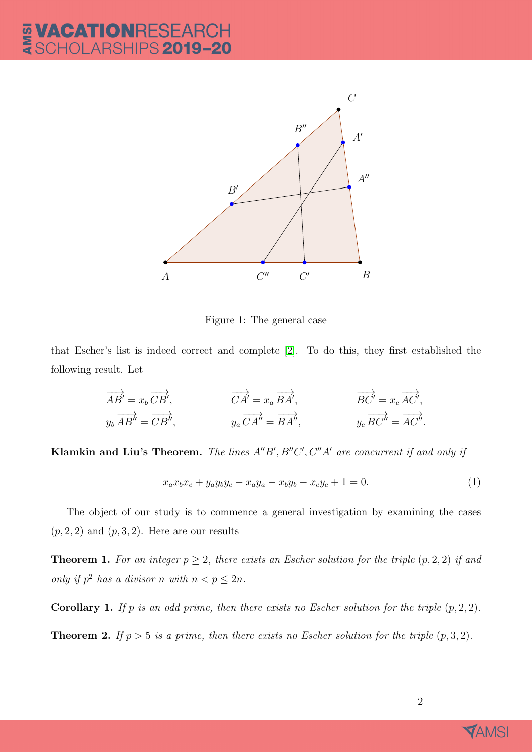Figure 1: The general case

that Escher's list is indeed correct and complete [2]. To do this, they first established the following result. Let

$$\overrightarrow{AB'} = x_b\,\overrightarrow{CB'}, \qquad \overrightarrow{CA'} = x_a\,\overrightarrow{BA'}, \qquad \overrightarrow{BC'} = x_c\,\overrightarrow{AC'},$$
$$y_b\,\overrightarrow{AB''} = \overrightarrow{CB''}, \qquad y_a\,\overrightarrow{CA''} = \overrightarrow{BA''}, \qquad y_c\,\overrightarrow{BC''} = \overrightarrow{AC''}.$$

**Klamkin and Liu's Theorem.** *The lines $A''B', B''C', C''A'$ are concurrent if and only if*

$$x_a x_b x_c + y_a y_b y_c - x_a y_a - x_b y_b - x_c y_c + 1 = 0. \tag{1}$$

The object of our study is to commence a general investigation by examining the cases $(p, 2, 2)$ and $(p, 3, 2)$. Here are our results

**Theorem 1.** *For an integer $p \geq 2$, there exists an Escher solution for the triple $(p, 2, 2)$ if and only if $p^2$ has a divisor $n$ with $n < p \leq 2n$.*

**Corollary 1.** *If $p$ is an odd prime, then there exists no Escher solution for the triple $(p, 2, 2)$.*

**Theorem 2.** *If $p > 5$ is a prime, then there exists no Escher solution for the triple $(p, 3, 2)$.*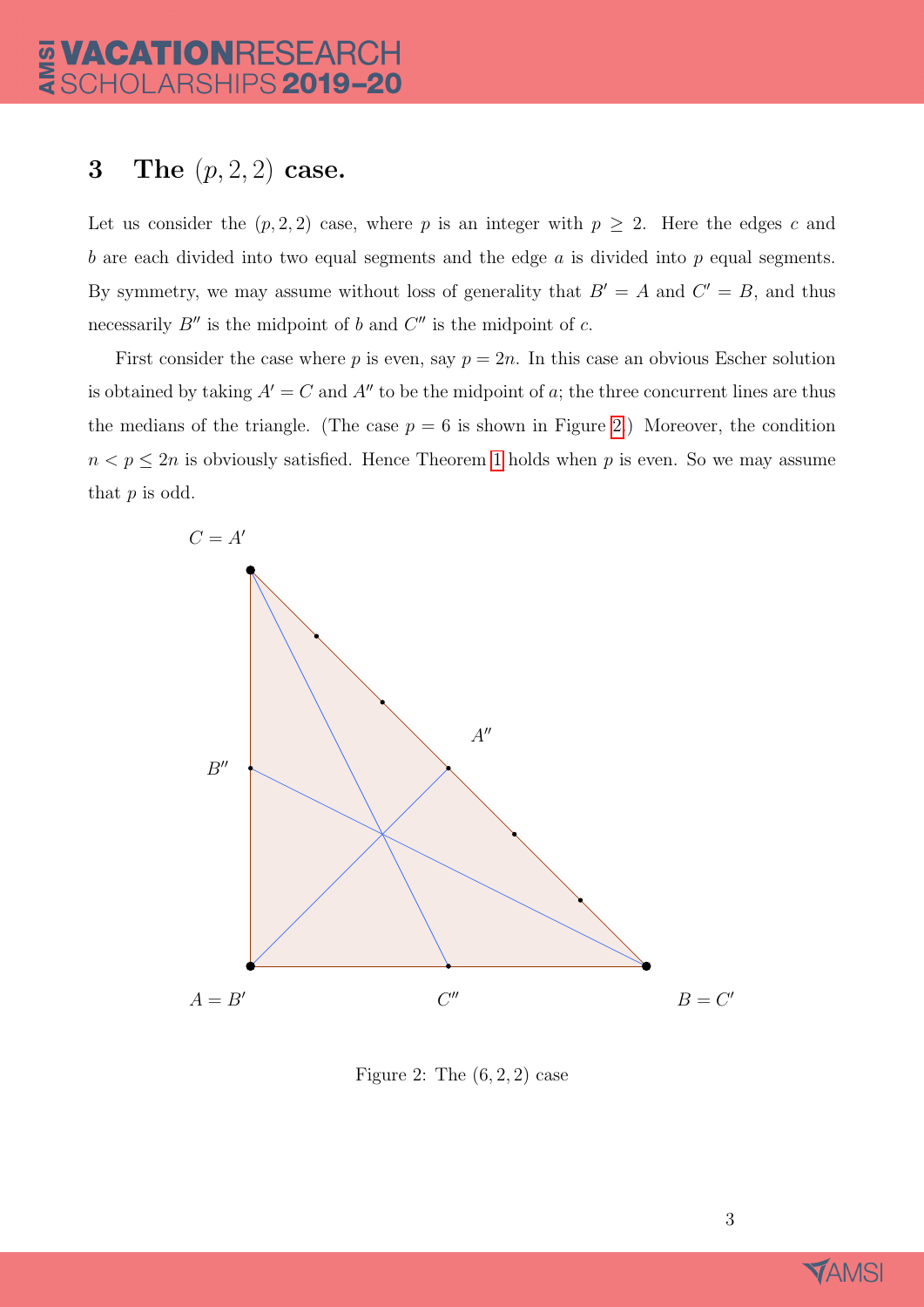## 3 The $(p, 2, 2)$ case.

Let us consider the $(p, 2, 2)$ case, where $p$ is an integer with $p \geq 2$. Here the edges $c$ and $b$ are each divided into two equal segments and the edge $a$ is divided into $p$ equal segments. By symmetry, we may assume without loss of generality that $B' = A$ and $C' = B$, and thus necessarily $B''$ is the midpoint of $b$ and $C''$ is the midpoint of $c$.

First consider the case where $p$ is even, say $p = 2n$. In this case an obvious Escher solution is obtained by taking $A' = C$ and $A''$ to be the midpoint of $a$; the three concurrent lines are thus the medians of the triangle. (The case $p = 6$ is shown in Figure 2.) Moreover, the condition $n < p \leq 2n$ is obviously satisfied. Hence Theorem 1 holds when $p$ is even. So we may assume that $p$ is odd.

Figure 2: The $(6, 2, 2)$ case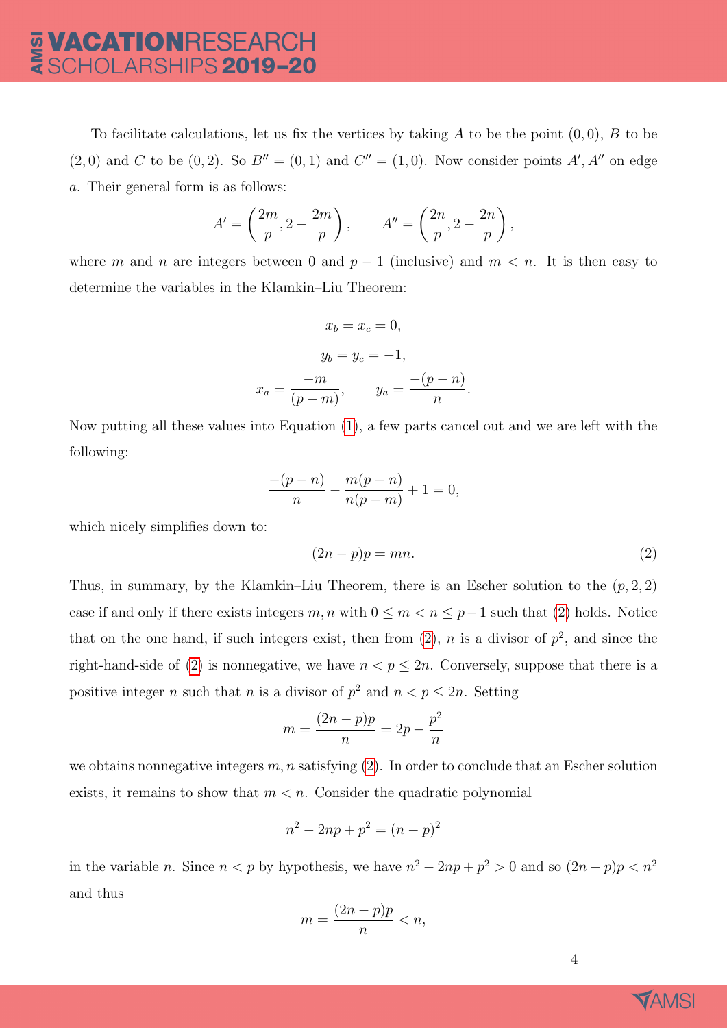To facilitate calculations, let us fix the vertices by taking $A$ to be the point $(0, 0)$, $B$ to be $(2, 0)$ and $C$ to be $(0, 2)$. So $B'' = (0, 1)$ and $C'' = (1, 0)$. Now consider points $A', A''$ on edge $a$. Their general form is as follows:

$$A' = \left(\frac{2m}{p}, 2 - \frac{2m}{p}\right), \qquad A'' = \left(\frac{2n}{p}, 2 - \frac{2n}{p}\right),$$

where $m$ and $n$ are integers between 0 and $p - 1$ (inclusive) and $m < n$. It is then easy to determine the variables in the Klamkin–Liu Theorem:

$$x_b = x_c = 0,$$

$$y_b = y_c = -1,$$

$$x_a = \frac{-m}{(p - m)}, \qquad y_a = \frac{-(p - n)}{n}.$$

Now putting all these values into Equation (1), a few parts cancel out and we are left with the following:

$$\frac{-(p - n)}{n} - \frac{m(p - n)}{n(p - m)} + 1 = 0,$$

which nicely simplifies down to:

$$(2n - p)p = mn. \tag{2}$$

Thus, in summary, by the Klamkin–Liu Theorem, there is an Escher solution to the $(p, 2, 2)$ case if and only if there exists integers $m, n$ with $0 \leq m < n \leq p-1$ such that (2) holds. Notice that on the one hand, if such integers exist, then from (2), $n$ is a divisor of $p^2$, and since the right-hand-side of (2) is nonnegative, we have $n < p \leq 2n$. Conversely, suppose that there is a positive integer $n$ such that $n$ is a divisor of $p^2$ and $n < p \leq 2n$. Setting

$$m = \frac{(2n - p)p}{n} = 2p - \frac{p^2}{n}$$

we obtains nonnegative integers $m, n$ satisfying (2). In order to conclude that an Escher solution exists, it remains to show that $m < n$. Consider the quadratic polynomial

$$n^2 - 2np + p^2 = (n - p)^2$$

in the variable $n$. Since $n < p$ by hypothesis, we have $n^2 - 2np + p^2 > 0$ and so $(2n - p)p < n^2$ and thus

$$m = \frac{(2n - p)p}{n} < n,$$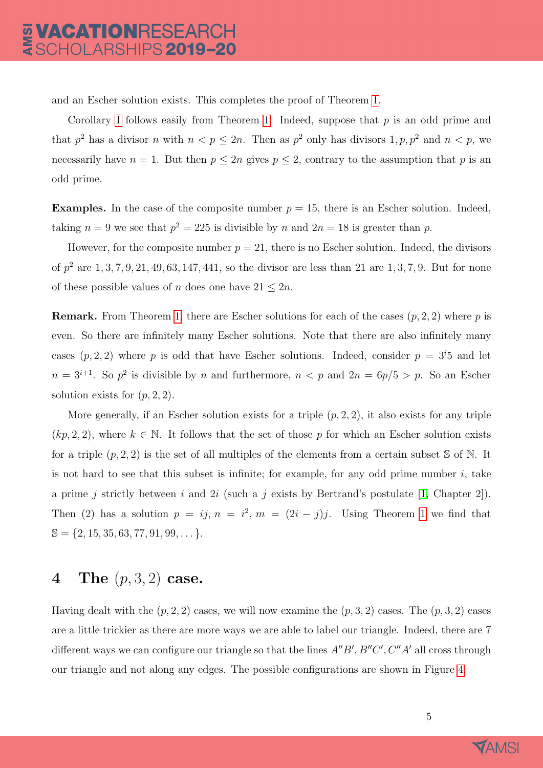and an Escher solution exists. This completes the proof of Theorem 1.

Corollary 1 follows easily from Theorem 1. Indeed, suppose that $p$ is an odd prime and that $p^2$ has a divisor $n$ with $n < p \leq 2n$. Then as $p^2$ only has divisors $1, p, p^2$ and $n < p$, we necessarily have $n = 1$. But then $p \leq 2n$ gives $p \leq 2$, contrary to the assumption that $p$ is an odd prime.

**Examples.** In the case of the composite number $p = 15$, there is an Escher solution. Indeed, taking $n = 9$ we see that $p^2 = 225$ is divisible by $n$ and $2n = 18$ is greater than $p$.

However, for the composite number $p = 21$, there is no Escher solution. Indeed, the divisors of $p^2$ are $1, 3, 7, 9, 21, 49, 63, 147, 441$, so the divisor are less than 21 are $1, 3, 7, 9$. But for none of these possible values of $n$ does one have $21 \leq 2n$.

**Remark.** From Theorem 1, there are Escher solutions for each of the cases $(p, 2, 2)$ where $p$ is even. So there are infinitely many Escher solutions. Note that there are also infinitely many cases $(p, 2, 2)$ where $p$ is odd that have Escher solutions. Indeed, consider $p = 3^i 5$ and let $n = 3^{i+1}$. So $p^2$ is divisible by $n$ and furthermore, $n < p$ and $2n = 6p/5 > p$. So an Escher solution exists for $(p, 2, 2)$.

More generally, if an Escher solution exists for a triple $(p, 2, 2)$, it also exists for any triple $(kp, 2, 2)$, where $k \in \mathbb{N}$. It follows that the set of those $p$ for which an Escher solution exists for a triple $(p, 2, 2)$ is the set of all multiples of the elements from a certain subset $\mathbb{S}$ of $\mathbb{N}$. It is not hard to see that this subset is infinite; for example, for any odd prime number $i$, take a prime $j$ strictly between $i$ and $2i$ (such a $j$ exists by Bertrand's postulate [1, Chapter 2]). Then (2) has a solution $p = ij$, $n = i^2$, $m = (2i - j)j$. Using Theorem 1 we find that $\mathbb{S} = \{2, 15, 35, 63, 77, 91, 99, \dots\}$.

## 4 The $(p, 3, 2)$ case.

Having dealt with the $(p, 2, 2)$ cases, we will now examine the $(p, 3, 2)$ cases. The $(p, 3, 2)$ cases are a little trickier as there are more ways we are able to label our triangle. Indeed, there are 7 different ways we can configure our triangle so that the lines $A''B'$, $B''C'$, $C''A'$ all cross through our triangle and not along any edges. The possible configurations are shown in Figure 4.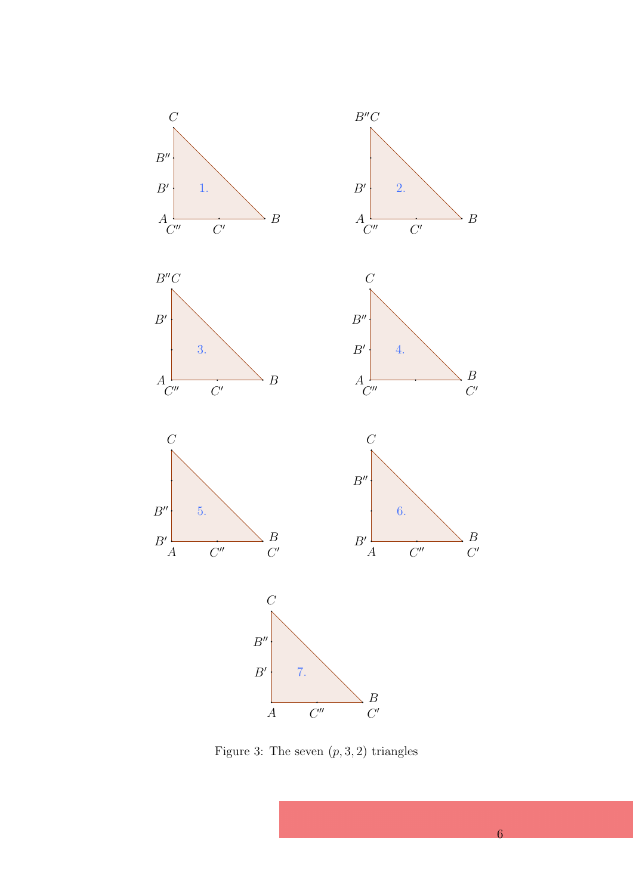Figure 3: The seven $(p, 3, 2)$ triangles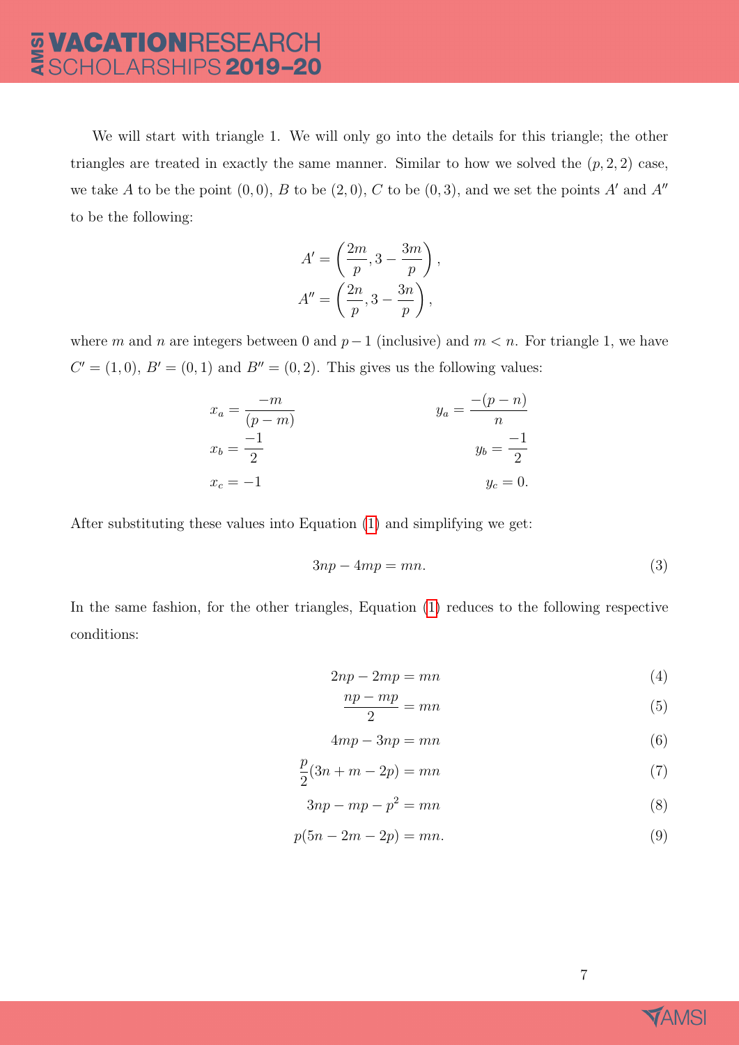We will start with triangle 1. We will only go into the details for this triangle; the other triangles are treated in exactly the same manner. Similar to how we solved the $(p, 2, 2)$ case, we take $A$ to be the point $(0, 0)$, $B$ to be $(2, 0)$, $C$ to be $(0, 3)$, and we set the points $A'$ and $A''$ to be the following:

$$A' = \left(\frac{2m}{p}, 3 - \frac{3m}{p}\right),$$
$$A'' = \left(\frac{2n}{p}, 3 - \frac{3n}{p}\right),$$

where $m$ and $n$ are integers between 0 and $p-1$ (inclusive) and $m < n$. For triangle 1, we have $C' = (1, 0)$, $B' = (0, 1)$ and $B'' = (0, 2)$. This gives us the following values:

$$x_a = \frac{-m}{(p-m)} \qquad y_a = \frac{-(p-n)}{n}$$
$$x_b = \frac{-1}{2} \qquad y_b = \frac{-1}{2}$$
$$x_c = -1 \qquad y_c = 0.$$

After substituting these values into Equation (1) and simplifying we get:

$$3np - 4mp = mn. \tag{3}$$

In the same fashion, for the other triangles, Equation (1) reduces to the following respective conditions:

$$2np - 2mp = mn \tag{4}$$
$$\frac{np - mp}{2} = mn \tag{5}$$
$$4mp - 3np = mn \tag{6}$$
$$\frac{p}{2}(3n + m - 2p) = mn \tag{7}$$
$$3np - mp - p^2 = mn \tag{8}$$
$$p(5n - 2m - 2p) = mn. \tag{9}$$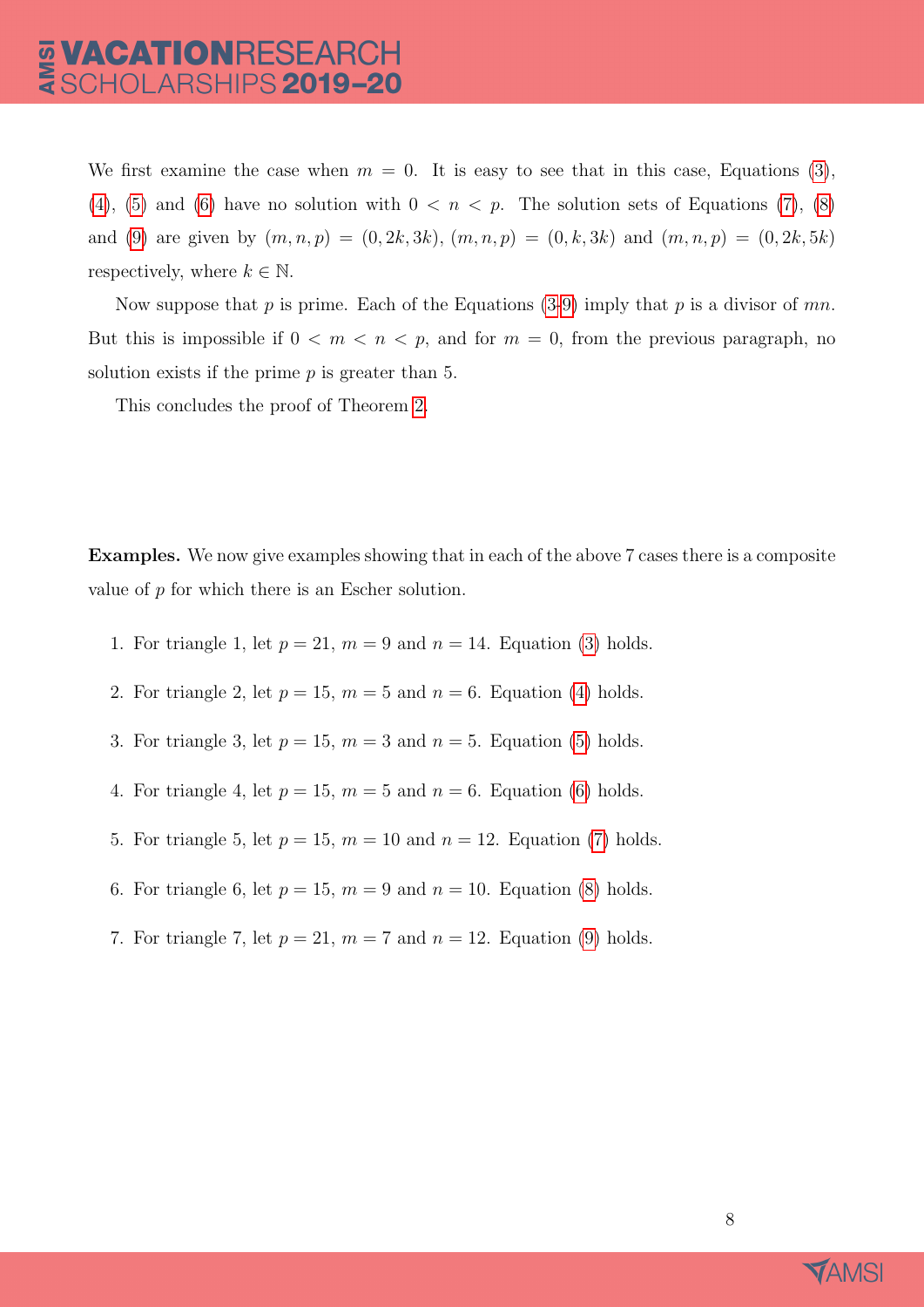We first examine the case when $m = 0$. It is easy to see that in this case, Equations (3), (4), (5) and (6) have no solution with $0 < n < p$. The solution sets of Equations (7), (8) and (9) are given by $(m, n, p) = (0, 2k, 3k)$, $(m, n, p) = (0, k, 3k)$ and $(m, n, p) = (0, 2k, 5k)$ respectively, where $k \in \mathbb{N}$.

Now suppose that $p$ is prime. Each of the Equations (3-9) imply that $p$ is a divisor of $mn$. But this is impossible if $0 < m < n < p$, and for $m = 0$, from the previous paragraph, no solution exists if the prime $p$ is greater than 5.

This concludes the proof of Theorem 2.

**Examples.** We now give examples showing that in each of the above 7 cases there is a composite value of $p$ for which there is an Escher solution.

1. For triangle 1, let $p = 21$, $m = 9$ and $n = 14$. Equation (3) holds.
2. For triangle 2, let $p = 15$, $m = 5$ and $n = 6$. Equation (4) holds.
3. For triangle 3, let $p = 15$, $m = 3$ and $n = 5$. Equation (5) holds.
4. For triangle 4, let $p = 15$, $m = 5$ and $n = 6$. Equation (6) holds.
5. For triangle 5, let $p = 15$, $m = 10$ and $n = 12$. Equation (7) holds.
6. For triangle 6, let $p = 15$, $m = 9$ and $n = 10$. Equation (8) holds.
7. For triangle 7, let $p = 21$, $m = 7$ and $n = 12$. Equation (9) holds.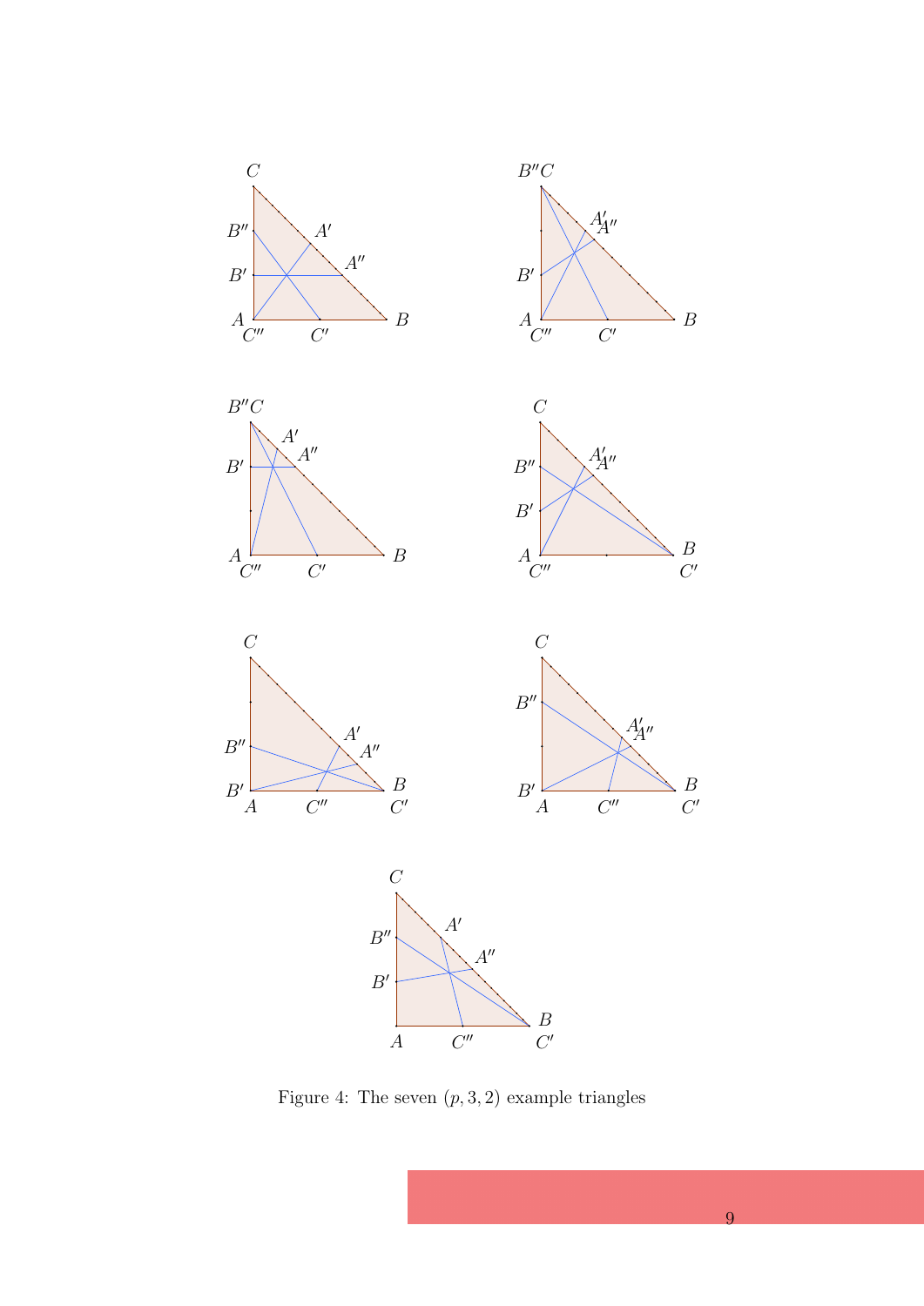Figure 4: The seven $(p, 3, 2)$ example triangles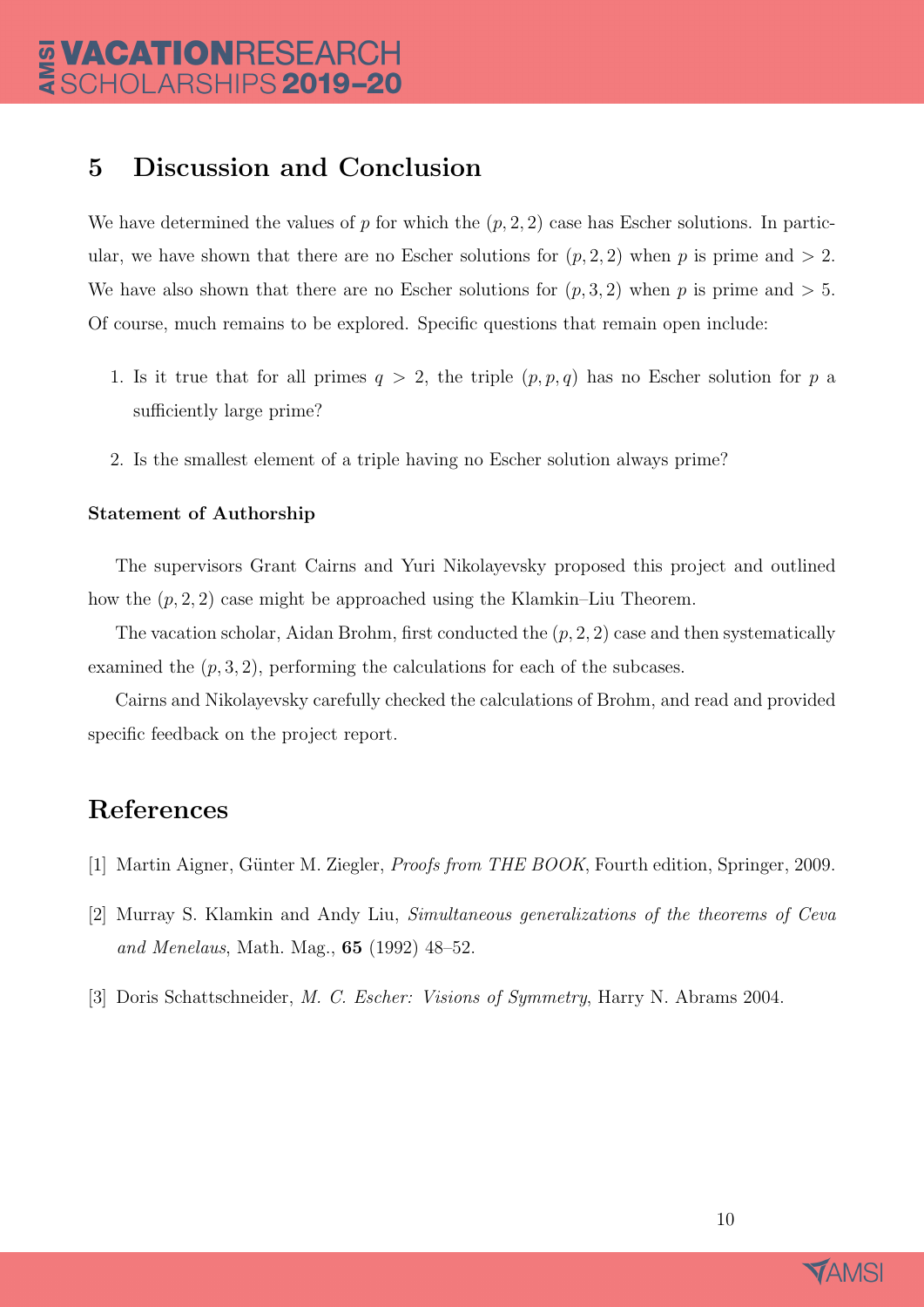## 5 Discussion and Conclusion

We have determined the values of $p$ for which the $(p, 2, 2)$ case has Escher solutions. In particular, we have shown that there are no Escher solutions for $(p, 2, 2)$ when $p$ is prime and $> 2$. We have also shown that there are no Escher solutions for $(p, 3, 2)$ when $p$ is prime and $> 5$. Of course, much remains to be explored. Specific questions that remain open include:

1. Is it true that for all primes $q > 2$, the triple $(p, p, q)$ has no Escher solution for $p$ a sufficiently large prime?
2. Is the smallest element of a triple having no Escher solution always prime?

**Statement of Authorship**

The supervisors Grant Cairns and Yuri Nikolayevsky proposed this project and outlined how the $(p, 2, 2)$ case might be approached using the Klamkin–Liu Theorem.

The vacation scholar, Aidan Brohm, first conducted the $(p, 2, 2)$ case and then systematically examined the $(p, 3, 2)$, performing the calculations for each of the subcases.

Cairns and Nikolayevsky carefully checked the calculations of Brohm, and read and provided specific feedback on the project report.

## References

[1] Martin Aigner, Günter M. Ziegler, *Proofs from THE BOOK*, Fourth edition, Springer, 2009.

[2] Murray S. Klamkin and Andy Liu, *Simultaneous generalizations of the theorems of Ceva and Menelaus*, Math. Mag., **65** (1992) 48–52.

[3] Doris Schattschneider, *M. C. Escher: Visions of Symmetry*, Harry N. Abrams 2004.